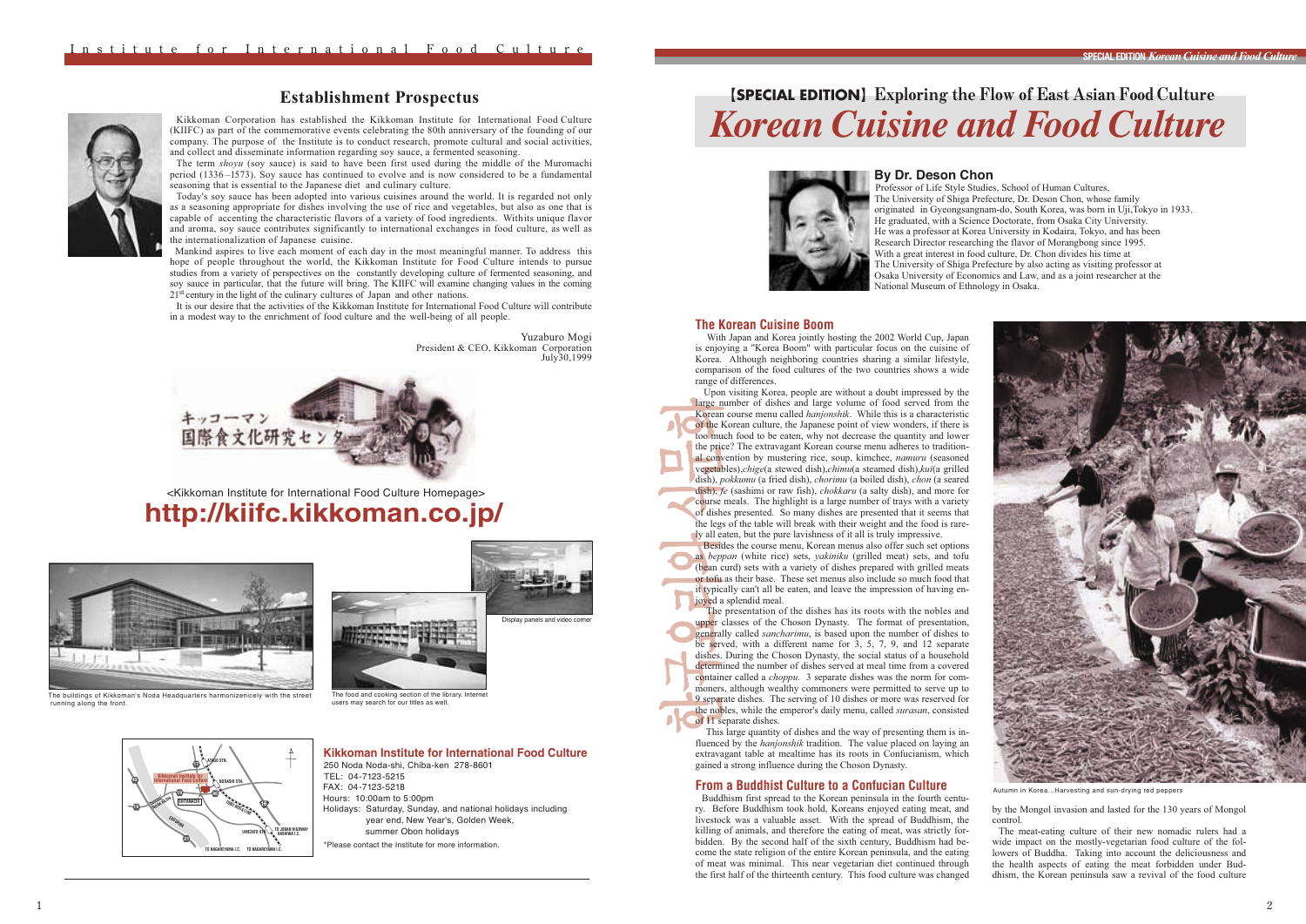## Establishment Prospectus

Kikkoman Corporation has established the Kikkoman Institute for International Food Culture (KIIFC) as part of the commemorative events celebrating the 80th anniversary of the founding of our company. The purpose of the Institute is to conduct research, promote cultural and social activities, and collect and disseminate information regarding soy sauce, a fermented seasoning.

The term *shoyu* (soy sauce) is said to have been first used during the middle of the Muromachi period (1336–1573). Soy sauce has continued to evolve and is now considered to be a fundamental seasoning that is essential to the Japanese diet and culinary culture.

Today's soy sauce has been adopted into various cuisines around the world. It is regarded not only as a seasoning appropriate for dishes involving the use of rice and vegetables, but also as one that is capable of accenting the characteristic flavors of a variety of food ingredients. With its unique flavor and aroma, soy sauce contributes significantly to international exchanges in food culture, as well as the internationalization of Japanese cuisine.

Mankind aspires to live each moment of each day in the most meaningful manner. To address this hope of people throughout the world, the Kikkoman Institute for Food Culture intends to pursue studies from a variety of perspectives on the constantly developing culture of fermented seasoning, and soy sauce in particular, that the future will bring. The KIIFC will examine changing values in the coming 21st century in the light of the culinary cultures of Japan and other nations.

It is our desire that the activities of the Kikkoman Institute for International Food Culture will contribute in a modest way to the enrichment of food culture and the well-being of all people.

Yuzaburo Mogi
President & CEO, Kikkoman Corporation
July30,1999

キッコーマン 国際食文化研究センター

<Kikkoman Institute for International Food Culture Homepage>

**http://kiifc.kikkoman.co.jp/**

The buildings of Kikkoman's Noda Headquarters harmonizenicely with the street running along the front.

The food and cooking section of the library. Internet users may search for our titles as well.

Display panels and video corner

### Kikkoman Institute for International Food Culture

250 Noda Noda-shi, Chiba-ken 278-8601
TEL: 04-7123-5215
FAX: 04-7123-5218
Hours: 10:00am to 5:00pm
Holidays: Saturday, Sunday, and national holidays including year end, New Year's, Golden Week, summer Obon holidays

*Please contact the Institute for more information.

# 【SPECIAL EDITION】Exploring the Flow of East Asian Food Culture

# *Korean Cuisine and Food Culture*

### By Dr. Deson Chon

Professor of Life Style Studies, School of Human Cultures, The University of Shiga Prefecture, Dr. Deson Chon, whose family originated in Gyeongsangnam-do, South Korea, was born in Uji,Tokyo in 1933. He graduated, with a Science Doctorate, from Osaka City University. He was a professor at Korea University in Kodaira, Tokyo, and has been Research Director researching the flavor of Morangbong since 1995. With a great interest in food culture, Dr. Chon divides his time at The University of Shiga Prefecture by also acting as visiting professor at Osaka University of Economics and Law, and as a joint researcher at the National Museum of Ethnology in Osaka.

## The Korean Cuisine Boom

With Japan and Korea jointly hosting the 2002 World Cup, Japan is enjoying a "Korea Boom" with particular focus on the cuisine of Korea. Although neighboring countries sharing a similar lifestyle, comparison of the food cultures of the two countries shows a wide range of differences.

Upon visiting Korea, people are without a doubt impressed by the large number of dishes and large volume of food served from the Korean course menu called *hanjonshik*. While this is a characteristic of the Korean culture, the Japanese point of view wonders, if there is too much food to be eaten, why not decrease the quantity and lower the price? The extravagant Korean course menu adheres to traditional convention by mustering rice, soup, kimchee, *namuru* (seasoned vegetables),*chige*(a stewed dish),*chimu*(a steamed dish),*kui*(a grilled dish), *pokkumu* (a fried dish), *chorimu* (a boiled dish), *chon* (a seared dish), *fe* (sashimi or raw fish), *chokkaru* (a salty dish), and more for course meals. The highlight is a large number of trays with a variety of dishes presented. So many dishes are presented that it seems that the legs of the table will break with their weight and the food is rarely all eaten, but the pure lavishness of it all is truly impressive.

Besides the course menu, Korean menus also offer such set options as *beppan* (white rice) sets, *yakiniku* (grilled meat) sets, and tofu (bean curd) sets with a variety of dishes prepared with grilled meats or tofu as their base. These set menus also include so much food that it typically can't all be eaten, and leave the impression of having enjoyed a splendid meal.

The presentation of the dishes has its roots with the nobles and upper classes of the Choson Dynasty. The format of presentation, generally called *sancharimu*, is based upon the number of dishes to be served, with a different name for 3, 5, 7, 9, and 12 separate dishes. During the Choson Dynasty, the social status of a household determined the number of dishes served at meal time from a covered container called a *choppu.* 3 separate dishes was the norm for commoners, although wealthy commoners were permitted to serve up to 9 separate dishes. The serving of 10 dishes or more was reserved for the nobles, while the emperor's daily menu, called *surasan*, consisted of 11 separate dishes.

This large quantity of dishes and the way of presenting them is influenced by the *hanjonshik* tradition. The value placed on laying an extravagant table at mealtime has its roots in Confucianism, which gained a strong influence during the Choson Dynasty.

## From a Buddhist Culture to a Confucian Culture

Buddhism first spread to the Korean peninsula in the fourth century. Before Buddhism took hold, Koreans enjoyed eating meat, and livestock was a valuable asset. With the spread of Buddhism, the killing of animals, and therefore the eating of meat, was strictly forbidden. By the second half of the sixth century, Buddhism had become the state religion of the entire Korean peninsula, and the eating of meat was minimal. This near vegetarian diet continued through the first half of the thirteenth century. This food culture was changed by the Mongol invasion and lasted for the 130 years of Mongol control.

The meat-eating culture of their new nomadic rulers had a wide impact on the mostly-vegetarian food culture of the followers of Buddha. Taking into account the deliciousness and the health aspects of eating the meat forbidden under Buddhism, the Korean peninsula saw a revival of the food culture

Autumn in Korea...Harvesting and sun-drying red peppers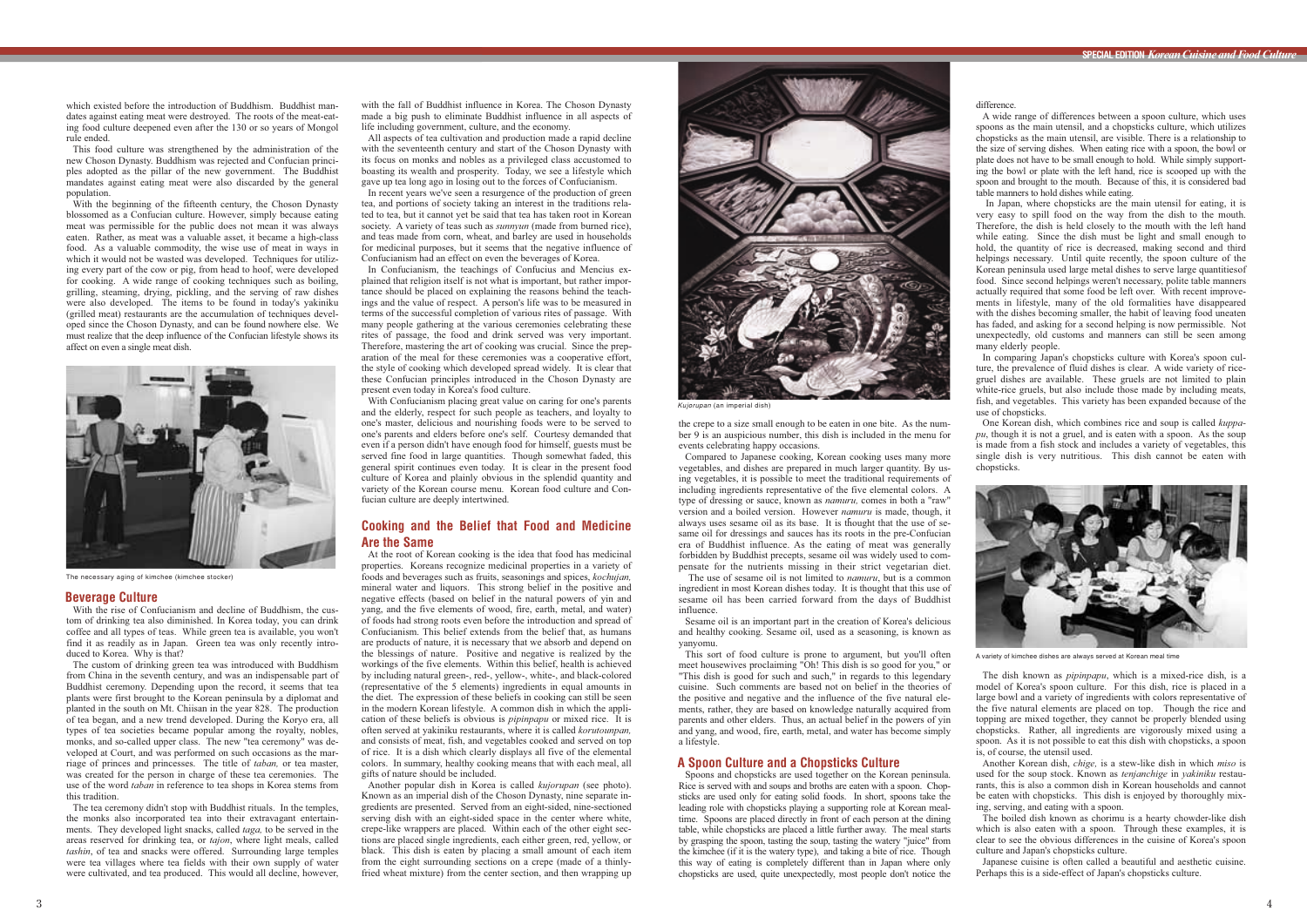which existed before the introduction of Buddhism. Buddhist mandates against eating meat were destroyed. The roots of the meat-eating food culture deepened even after the 130 or so years of Mongol rule ended.

This food culture was strengthened by the administration of the new Choson Dynasty. Buddhism was rejected and Confucian principles adopted as the pillar of the new government. The Buddhist mandates against eating meat were also discarded by the general population.

With the beginning of the fifteenth century, the Choson Dynasty blossomed as a Confucian culture. However, simply because eating meat was permissible for the public does not mean it was always eaten. Rather, as meat was a valuable asset, it became a high-class food. As a valuable commodity, the wise use of meat in ways in which it would not be wasted was developed. Techniques for utilizing every part of the cow or pig, from head to hoof, were developed for cooking. A wide range of cooking techniques such as boiling, grilling, steaming, drying, pickling, and the serving of raw dishes were also developed. The items to be found in today's yakiniku (grilled meat) restaurants are the accumulation of techniques developed since the Choson Dynasty, and can be found nowhere else. We must realize that the deep influence of the Confucian lifestyle shows its affect on even a single meat dish.

The necessary aging of kimchee (kimchee stocker)

## Beverage Culture

With the rise of Confucianism and decline of Buddhism, the custom of drinking tea also diminished. In Korea today, you can drink coffee and all types of teas. While green tea is available, you won't find it as readily as in Japan. Green tea was only recently introduced to Korea. Why is that?

The custom of drinking green tea was introduced with Buddhism from China in the seventh century, and was an indispensable part of Buddhist ceremony. Depending upon the record, it seems that tea plants were first brought to the Korean peninsula by a diplomat and planted in the south on Mt. Chiisan in the year 828. The production of tea began, and a new trend developed. During the Koryo era, all types of tea societies became popular among the royalty, nobles, monks, and so-called upper class. The new "tea ceremony" was developed at Court, and was performed on such occasions as the marriage of princes and princesses. The title of *taban,* or tea master, was created for the person in charge of these tea ceremonies. The use of the word *taban* in reference to tea shops in Korea stems from this tradition.

The tea ceremony didn't stop with Buddhist rituals. In the temples, the monks also incorporated tea into their extravagant entertainments. They developed light snacks, called *taga,* to be served in the areas reserved for drinking tea, or *tajon*, where light meals, called *tashin*, of tea and snacks were offered. Surrounding large temples were tea villages where tea fields with their own supply of water were cultivated, and tea produced. This would all decline, however, with the fall of Buddhist influence in Korea. The Choson Dynasty made a big push to eliminate Buddhist influence in all aspects of life including government, culture, and the economy.

All aspects of tea cultivation and production made a rapid decline with the seventeenth century and start of the Choson Dynasty with its focus on monks and nobles as a privileged class accustomed to boasting its wealth and prosperity. Today, we see a lifestyle which gave up tea long ago in losing out to the forces of Confucianism.

In recent years we've seen a resurgence of the production of green tea, and portions of society taking an interest in the traditions related to tea, but it cannot yet be said that tea has taken root in Korean society. A variety of teas such as *sunnyun* (made from burned rice), and teas made from corn, wheat, and barley are used in households for medicinal purposes, but it seems that the negative influence of Confucianism had an effect on even the beverages of Korea.

In Confucianism, the teachings of Confucius and Mencius explained that religion itself is not what is important, but rather importance should be placed on explaining the reasons behind the teachings and the value of respect. A person's life was to be measured in terms of the successful completion of various rites of passage. With many people gathering at the various ceremonies celebrating these rites of passage, the food and drink served was very important. Therefore, mastering the art of cooking was crucial. Since the preparation of the meal for these ceremonies was a cooperative effort, the style of cooking which developed spread widely. It is clear that these Confucian principles introduced in the Choson Dynasty are present even today in Korea's food culture.

With Confucianism placing great value on caring for one's parents and the elderly, respect for such people as teachers, and loyalty to one's master, delicious and nourishing foods were to be served to one's parents and elders before one's self. Courtesy demanded that even if a person didn't have enough food for himself, guests must be served fine food in large quantities. Though somewhat faded, this general spirit continues even today. It is clear in the present food culture of Korea and plainly obvious in the splendid quantity and variety of the Korean course menu. Korean food culture and Confucian culture are deeply intertwined.

## Cooking and the Belief that Food and Medicine Are the Same

At the root of Korean cooking is the idea that food has medicinal properties. Koreans recognize medicinal properties in a variety of foods and beverages such as fruits, seasonings and spices, *kochujan,* mineral water and liquors. This strong belief in the positive and negative effects (based on belief in the natural powers of yin and yang, and the five elements of wood, fire, earth, metal, and water) of foods had strong roots even before the introduction and spread of Confucianism. This belief extends from the belief that, as humans are products of nature, it is necessary that we absorb and depend on the blessings of nature. Positive and negative is realized by the workings of the five elements. Within this belief, health is achieved by including natural green-, red-, yellow-, white-, and black-colored (representative of the 5 elements) ingredients in equal amounts in the diet. The expression of these beliefs in cooking can still be seen in the modern Korean lifestyle. A common dish in which the application of these beliefs is obvious is *pipinpapu* or mixed rice. It is often served at yakiniku restaurants, where it is called *korutounpan,* and consists of meat, fish, and vegetables cooked and served on top of rice. It is a dish which clearly displays all five of the elemental colors. In summary, healthy cooking means that with each meal, all gifts of nature should be included.

Another popular dish in Korea is called *kujorupan* (see photo). Known as an imperial dish of the Choson Dynasty, nine separate ingredients are presented. Served from an eight-sided, nine-sectioned serving dish with an eight-sided space in the center where white, crepe-like wrappers are placed. Within each of the other eight sections are placed single ingredients, each either green, red, yellow, or black. This dish is eaten by placing a small amount of each item from the eight surrounding sections on a crepe (made of a thinly-fried wheat mixture) from the center section, and then wrapping up the crepe to a size small enough to be eaten in one bite. As the number 9 is an auspicious number, this dish is included in the menu for events celebrating happy occasions.

*Kujorupan* (an imperial dish)

Compared to Japanese cooking, Korean cooking uses many more vegetables, and dishes are prepared in much larger quantity. By using vegetables, it is possible to meet the traditional requirements of including ingredients representative of the five elemental colors. A type of dressing or sauce, known as *namuru,* comes in both a "raw" version and a boiled version. However *namuru* is made, though, it always uses sesame oil as its base. It is thought that the use of sesame oil for dressings and sauces has its roots in the pre-Confucian era of Buddhist influence. As the eating of meat was generally forbidden by Buddhist precepts, sesame oil was widely used to compensate for the nutrients missing in their strict vegetarian diet.

The use of sesame oil is not limited to *namuru*, but is a common ingredient in most Korean dishes today. It is thought that this use of sesame oil has been carried forward from the days of Buddhist influence.

Sesame oil is an important part in the creation of Korea's delicious and healthy cooking. Sesame oil, used as a seasoning, is known as yanyomu.

This sort of food culture is prone to argument, but you'll often meet housewives proclaiming "Oh! This dish is so good for you," or "This dish is good for such and such," in regards to this legendary cuisine. Such comments are based not on belief in the theories of the positive and negative and the influence of the five natural elements, rather, they are based on knowledge naturally acquired from parents and other elders. Thus, an actual belief in the powers of yin and yang, and wood, fire, earth, metal, and water has become simply a lifestyle.

## A Spoon Culture and a Chopsticks Culture

Spoons and chopsticks are used together on the Korean peninsula. Rice is served with and soups and broths are eaten with a spoon. Chopsticks are used only for eating solid foods. In short, spoons take the leading role with chopsticks playing a supporting role at Korean mealtime. Spoons are placed directly in front of each person at the dining table, while chopsticks are placed a little further away. The meal starts by grasping the spoon, tasting the soup, tasting the watery "juice" from the kimchee (if it is the watery type), and taking a bite of rice. Though this way of eating is completely different than in Japan where only chopsticks are used, quite unexpectedly, most people don't notice the difference.

A wide range of differences between a spoon culture, which uses spoons as the main utensil, and a chopsticks culture, which utilizes chopsticks as the main utensil, are visible. There is a relationship to the size of serving dishes. When eating rice with a spoon, the bowl or plate does not have to be small enough to hold. While simply supporting the bowl or plate with the left hand, rice is scooped up with the spoon and brought to the mouth. Because of this, it is considered bad table manners to hold dishes while eating.

In Japan, where chopsticks are the main utensil for eating, it is very easy to spill food on the way from the dish to the mouth. Therefore, the dish is held closely to the mouth with the left hand while eating. Since the dish must be light and small enough to hold, the quantity of rice is decreased, making second and third helpings necessary. Until quite recently, the spoon culture of the Korean peninsula used large metal dishes to serve large quantitiesof food. Since second helpings weren't necessary, polite table manners actually required that some food be left over. With recent improvements in lifestyle, many of the old formalities have disappeared with the dishes becoming smaller, the habit of leaving food uneaten has faded, and asking for a second helping is now permissible. Not unexpectedly, old customs and manners can still be seen among many elderly people.

In comparing Japan's chopsticks culture with Korea's spoon culture, the prevalence of fluid dishes is clear. A wide variety of rice-gruel dishes are available. These gruels are not limited to plain white-rice gruels, but also include those made by including meats, fish, and vegetables. This variety has been expanded because of the use of chopsticks.

One Korean dish, which combines rice and soup is called *kuppapu*, though it is not a gruel, and is eaten with a spoon. As the soup is made from a fish stock and includes a variety of vegetables, this single dish is very nutritious. This dish cannot be eaten with chopsticks.

A variety of kimchee dishes are always served at Korean meal time

The dish known as *pipinpapu*, which is a mixed-rice dish, is a model of Korea's spoon culture. For this dish, rice is placed in a large bowl and a variety of ingredients with colors representative of the five natural elements are placed on top. Though the rice and topping are mixed together, they cannot be properly blended using chopsticks. Rather, all ingredients are vigorously mixed using a spoon. As it is not possible to eat this dish with chopsticks, a spoon is, of course, the utensil used.

Another Korean dish, *chige,* is a stew-like dish in which *miso* is used for the soup stock. Known as *tenjanchige* in *yakiniku* restaurants, this is also a common dish in Korean households and cannot be eaten with chopsticks. This dish is enjoyed by thoroughly mixing, serving, and eating with a spoon.

The boiled dish known as chorimu is a hearty chowder-like dish which is also eaten with a spoon. Through these examples, it is clear to see the obvious differences in the cuisine of Korea's spoon culture and Japan's chopsticks culture.

Japanese cuisine is often called a beautiful and aesthetic cuisine. Perhaps this is a side-effect of Japan's chopsticks culture.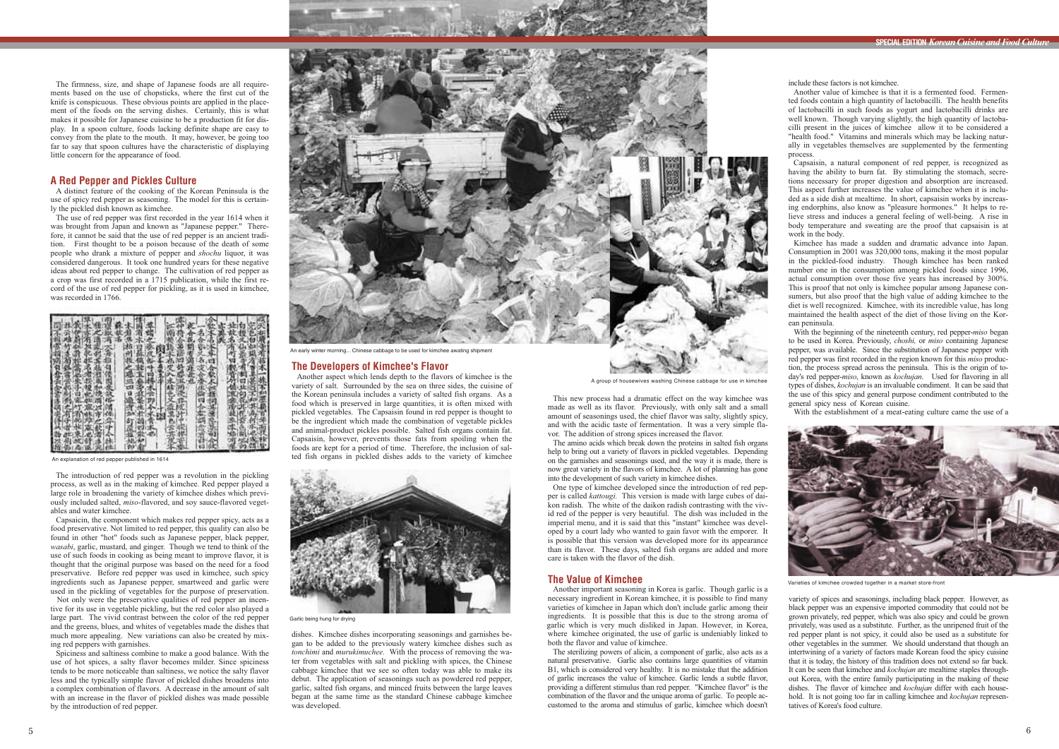The firmness, size, and shape of Japanese foods are all requirements based on the use of chopsticks, where the first cut of the knife is conspicuous. These obvious points are applied in the placement of the foods on the serving dishes. Certainly, this is what makes it possible for Japanese cuisine to be a production fit for display. In a spoon culture, foods lacking definite shape are easy to convey from the plate to the mouth. It may, however, be going too far to say that spoon cultures have the characteristic of displaying little concern for the appearance of food.

## A Red Pepper and Pickles Culture

A distinct feature of the cooking of the Korean Peninsula is the use of spicy red pepper as seasoning. The model for this is certainly the pickled dish known as kimchee.

The use of red pepper was first recorded in the year 1614 when it was brought from Japan and known as "Japanese pepper." Therefore, it cannot be said that the use of red pepper is an ancient tradition. First thought to be a poison because of the death of some people who drank a mixture of pepper and *shochu* liquor, it was considered dangerous. It took one hundred years for these negative ideas about red pepper to change. The cultivation of red pepper as a crop was first recorded in a 1715 publication, while the first record of the use of red pepper for pickling, as it is used in kimchee, was recorded in 1766.

An explanation of red pepper published in 1614

The introduction of red pepper was a revolution in the pickling process, as well as in the making of kimchee. Red pepper played a large role in broadening the variety of kimchee dishes which previously included salted, *miso*-flavored, and soy sauce-flavored vegetables and water kimchee.

Capsaicin, the component which makes red pepper spicy, acts as a food preservative. Not limited to red pepper, this quality can also be found in other "hot" foods such as Japanese pepper, black pepper, *wasabi*, garlic, mustard, and ginger. Though we tend to think of the use of such foods in cooking as being meant to improve flavor, it is thought that the original purpose was based on the need for a food preservative. Before red pepper was used in kimchee, such spicy ingredients such as Japanese pepper, smartweed and garlic were used in the pickling of vegetables for the purpose of preservation.

Not only were the preservative qualities of red pepper an incentive for its use in vegetable pickling, but the red color also played a large part. The vivid contrast between the color of the red pepper and the greens, blues, and whites of vegetables made the dishes that much more appealing. New variations can also be created by mixing red peppers with garnishes.

Spiciness and saltiness combine to make a good balance. With the use of hot spices, a salty flavor becomes milder. Since spiciness tends to be more noticeable than saltiness, we notice the salty flavor less and the typically simple flavor of pickled dishes broadens into a complex combination of flavors. A decrease in the amount of salt with an increase in the flavor of pickled dishes was made possible by the introduction of red pepper.

An early winter morning... Chinese cabbage to be used for kimchee awaiting shipment

## The Developers of Kimchee's Flavor

Another aspect which lends depth to the flavors of kimchee is the variety of salt. Surrounded by the sea on three sides, the cuisine of the Korean peninsula includes a variety of salted fish organs. As a food which is preserved in large quantities, it is often mixed with pickled vegetables. The Capsaisin found in red pepper is thought to be the ingredient which made the combination of vegetable pickles and animal-product pickles possible. Salted fish organs contain fat. Capsaisin, however, prevents those fats from spoiling when the foods are kept for a period of time. Therefore, the inclusion of salted fish organs in pickled dishes adds to the variety of kimchee dishes. Kimchee dishes incorporating seasonings and garnishes began to be added to the previously watery kimchee dishes such as *tonchimi* and *murukimuchee*. With the process of removing the water from vegetables with salt and pickling with spices, the Chinese cabbage kimchee that we see so often today was able to make its debut. The application of seasonings such as powdered red pepper, garlic, salted fish organs, and minced fruits between the large leaves began at the same time as the standard Chinese cabbage kimchee was developed.

Garlic being hung for drying

A group of housewives washing Chinese cabbage for use in kimchee

This new process had a dramatic effect on the way kimchee was made as well as its flavor. Previously, with only salt and a small amount of seasonings used, the chief flavor was salty, slightly spicy, and with the acidic taste of fermentation. It was a very simple flavor. The addition of strong spices increased the flavor.

The amino acids which break down the proteins in salted fish organs help to bring out a variety of flavors in pickled vegetables. Depending on the garnishes and seasonings used, and the way it is made, there is now great variety in the flavors of kimchee. A lot of planning has gone into the development of such variety in kimchee dishes.

One type of kimchee developed since the introduction of red pepper is called *kattougi*. This version is made with large cubes of daikon radish. The white of the daikon radish contrasting with the vivid red of the pepper is very beautiful. The dish was included in the imperial menu, and it is said that this "instant" kimchee was developed by a court lady who wanted to gain favor with the emperor. It is possible that this version was developed more for its appearance than its flavor. These days, salted fish organs are added and more care is taken with the flavor of the dish.

## The Value of Kimchee

Another important seasoning in Korea is garlic. Though garlic is a necessary ingredient in Korean kimchee, it is possible to find many varieties of kimchee in Japan which don't include garlic among their ingredients. It is possible that this is due to the strong aroma of garlic which is very much disliked in Japan. However, in Korea, where kimchee originated, the use of garlic is undeniably linked to both the flavor and value of kimchee.

The sterilizing powers of alicin, a component of garlic, also acts as a natural preservative. Garlic also contains large quantities of vitamin B1, which is considered very healthy. It is no mistake that the addition of garlic increases the value of kimchee. Garlic lends a subtle flavor, providing a different stimulus than red pepper. "Kimchee flavor" is the combination of the flavor and the unique aroma of garlic. To people accustomed to the aroma and stimulus of garlic, kimchee which doesn't include these factors is not kimchee.

Another value of kimchee is that it is a fermented food. Fermented foods contain a high quantity of lactobacilli. The health benefits of lactobacilli in such foods as yogurt and lactobacilli drinks are well known. Though varying slightly, the high quantity of lactobacilli present in the juices of kimchee allow it to be considered a "health food." Vitamins and minerals which may be lacking naturally in vegetables themselves are supplemented by the fermenting process.

Capsaisin, a natural component of red pepper, is recognized as having the ability to burn fat. By stimulating the stomach, secretions necessary for proper digestion and absorption are increased. This aspect further increases the value of kimchee when it is included as a side dish at mealtime. In short, capsaisin works by increasing endorphins, also know as "pleasure hormones." It helps to relieve stress and induces a general feeling of well-being. A rise in body temperature and sweating are the proof that capsaisin is at work in the body.

Kimchee has made a sudden and dramatic advance into Japan. Consumption in 2001 was 320,000 tons, making it the most popular in the pickled-food industry. Though kimchee has been ranked number one in the consumption among pickled foods since 1996, actual consumption over those five years has increased by 300%. This is proof that not only is kimchee popular among Japanese consumers, but also proof that the high value of adding kimchee to the diet is well recognized. Kimchee, with its incredible value, has long maintained the health aspect of the diet of those living on the Korean peninsula.

With the beginning of the nineteenth century, red pepper-*miso* began to be used in Korea. Previously, *choshi,* or *miso* containing Japanese pepper, was available. Since the substitution of Japanese pepper with red pepper was first recorded in the region known for this *miso* production, the process spread across the peninsula. This is the origin of today's red pepper-*miso*, known as *kochujan*. Used for flavoring in all types of dishes, *kochujan* is an invaluable condiment. It can be said that the use of this spicy and general purpose condiment contributed to the general spicy ness of Korean cuisine.

With the establishment of a meat-eating culture came the use of a variety of spices and seasonings, including black pepper. However, as black pepper was an expensive imported commodity that could not be grown privately, red pepper, which was also spicy and could be grown privately, was used as a substitute. Further, as the unripened fruit of the red pepper plant is not spicy, it could also be used as a substitute for other vegetables in the summer. We should understand that though an intertwining of a variety of factors made Korean food the spicy cuisine that it is today, the history of this tradition does not extend so far back. It can be seen that kimchee and *kochujan* are mealtime staples throughout Korea, with the entire family participating in the making of these dishes. The flavor of kimchee and *kochujan* differ with each household. It is not going too far in calling kimchee and *kochujan* representatives of Korea's food culture.

Varieties of kimchee crowded together in a market store-front